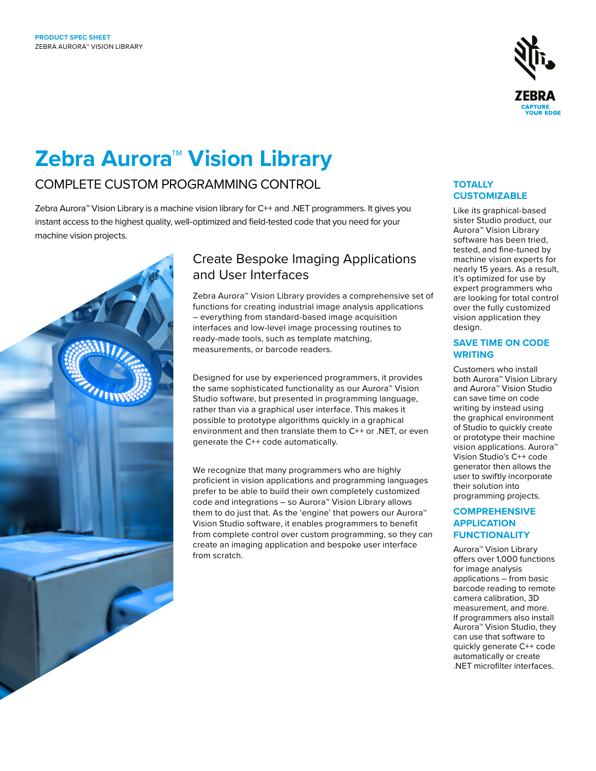PRODUCT SPEC SHEET
ZEBRA AURORA™ VISION LIBRARY

# Zebra Aurora™ Vision Library

## COMPLETE CUSTOM PROGRAMMING CONTROL

Zebra Aurora™ Vision Library is a machine vision library for C++ and .NET programmers. It gives you instant access to the highest quality, well-optimized and field-tested code that you need for your machine vision projects.

### Create Bespoke Imaging Applications and User Interfaces

Zebra Aurora™ Vision Library provides a comprehensive set of functions for creating industrial image analysis applications – everything from standard-based image acquisition interfaces and low-level image processing routines to ready-made tools, such as template matching, measurements, or barcode readers.

Designed for use by experienced programmers, it provides the same sophisticated functionality as our Aurora™ Vision Studio software, but presented in programming language, rather than via a graphical user interface. This makes it possible to prototype algorithms quickly in a graphical environment and then translate them to C++ or .NET, or even generate the C++ code automatically.

We recognize that many programmers who are highly proficient in vision applications and programming languages prefer to be able to build their own completely customized code and integrations – so Aurora™ Vision Library allows them to do just that. As the 'engine' that powers our Aurora™ Vision Studio software, it enables programmers to benefit from complete control over custom programming, so they can create an imaging application and bespoke user interface from scratch.

### TOTALLY CUSTOMIZABLE

Like its graphical-based sister Studio product, our Aurora™ Vision Library software has been tried, tested, and fine-tuned by machine vision experts for nearly 15 years. As a result, it's optimized for use by expert programmers who are looking for total control over the fully customized vision application they design.

### SAVE TIME ON CODE WRITING

Customers who install both Aurora™ Vision Library and Aurora™ Vision Studio can save time on code writing by instead using the graphical environment of Studio to quickly create or prototype their machine vision applications. Aurora™ Vision Studio's C++ code generator then allows the user to swiftly incorporate their solution into programming projects.

### COMPREHENSIVE APPLICATION FUNCTIONALITY

Aurora™ Vision Library offers over 1,000 functions for image analysis applications – from basic barcode reading to remote camera calibration, 3D measurement, and more. If programmers also install Aurora™ Vision Studio, they can use that software to quickly generate C++ code automatically or create .NET microfilter interfaces.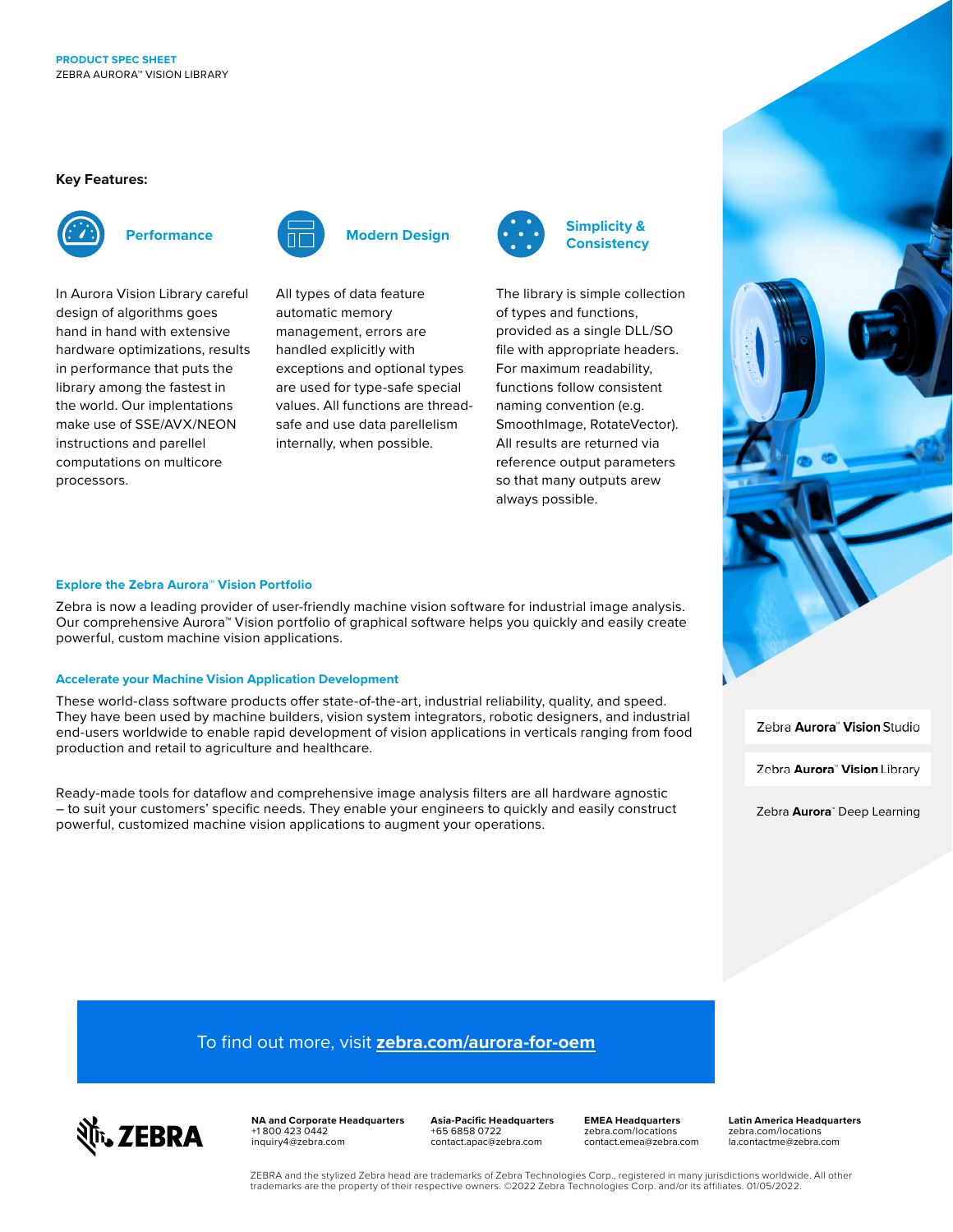PRODUCT SPEC SHEET
ZEBRA AURORA™ VISION LIBRARY

## Key Features:

### Performance

In Aurora Vision Library careful design of algorithms goes hand in hand with extensive hardware optimizations, results in performance that puts the library among the fastest in the world. Our implentations make use of SSE/AVX/NEON instructions and parellel computations on multicore processors.

### Modern Design

All types of data feature automatic memory management, errors are handled explicitly with exceptions and optional types are used for type-safe special values. All functions are thread-safe and use data parellelism internally, when possible.

### Simplicity & Consistency

The library is simple collection of types and functions, provided as a single DLL/SO file with appropriate headers. For maximum readability, functions follow consistent naming convention (e.g. SmoothImage, RotateVector). All results are returned via reference output parameters so that many outputs arew always possible.

### Explore the Zebra Aurora™ Vision Portfolio

Zebra is now a leading provider of user-friendly machine vision software for industrial image analysis. Our comprehensive Aurora™ Vision portfolio of graphical software helps you quickly and easily create powerful, custom machine vision applications.

### Accelerate your Machine Vision Application Development

These world-class software products offer state-of-the-art, industrial reliability, quality, and speed. They have been used by machine builders, vision system integrators, robotic designers, and industrial end-users worldwide to enable rapid development of vision applications in verticals ranging from food production and retail to agriculture and healthcare.

Ready-made tools for dataflow and comprehensive image analysis filters are all hardware agnostic – to suit your customers' specific needs. They enable your engineers to quickly and easily construct powerful, customized machine vision applications to augment your operations.

Zebra **Aurora**™ **Vision** Studio

Zebra **Aurora**™ **Vision** Library

Zebra **Aurora**™ Deep Learning

To find out more, visit **zebra.com/aurora-for-oem**

ZEBRA

**NA and Corporate Headquarters**
+1 800 423 0442
inquiry4@zebra.com

**Asia-Pacific Headquarters**
+65 6858 0722
contact.apac@zebra.com

**EMEA Headquarters**
zebra.com/locations
contact.emea@zebra.com

**Latin America Headquarters**
zebra.com/locations
la.contactme@zebra.com

ZEBRA and the stylized Zebra head are trademarks of Zebra Technologies Corp., registered in many jurisdictions worldwide. All other trademarks are the property of their respective owners. ©2022 Zebra Technologies Corp. and/or its affiliates. 01/05/2022.